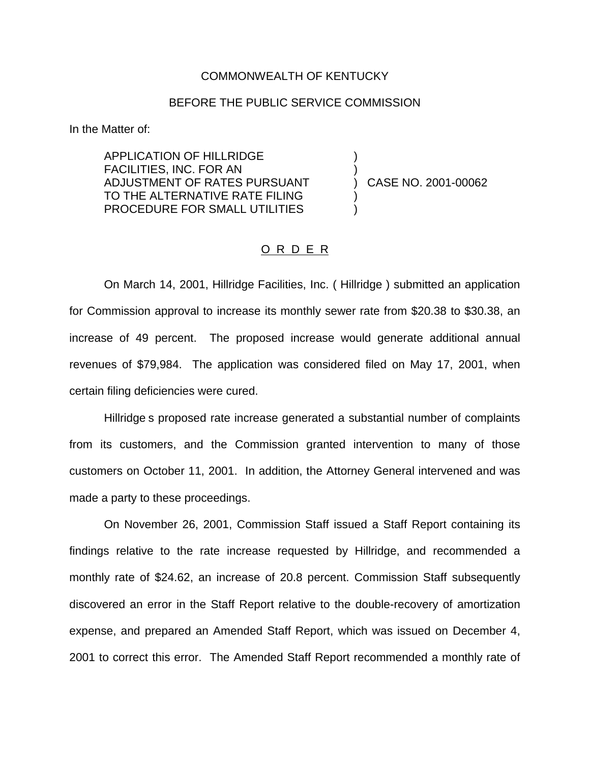COMMONWEALTH OF KENTUCKY

BEFORE THE PUBLIC SERVICE COMMISSION

In the Matter of:

| | | |
|---|---|---|
| APPLICATION OF HILLRIDGE FACILITIES, INC. FOR AN ADJUSTMENT OF RATES PURSUANT TO THE ALTERNATIVE RATE FILING PROCEDURE FOR SMALL UTILITIES | ) | CASE NO. 2001-00062 |

O R D E R

On March 14, 2001, Hillridge Facilities, Inc. ( Hillridge ) submitted an application for Commission approval to increase its monthly sewer rate from $20.38 to $30.38, an increase of 49 percent. The proposed increase would generate additional annual revenues of $79,984. The application was considered filed on May 17, 2001, when certain filing deficiencies were cured.

Hillridge s proposed rate increase generated a substantial number of complaints from its customers, and the Commission granted intervention to many of those customers on October 11, 2001. In addition, the Attorney General intervened and was made a party to these proceedings.

On November 26, 2001, Commission Staff issued a Staff Report containing its findings relative to the rate increase requested by Hillridge, and recommended a monthly rate of $24.62, an increase of 20.8 percent. Commission Staff subsequently discovered an error in the Staff Report relative to the double-recovery of amortization expense, and prepared an Amended Staff Report, which was issued on December 4, 2001 to correct this error. The Amended Staff Report recommended a monthly rate of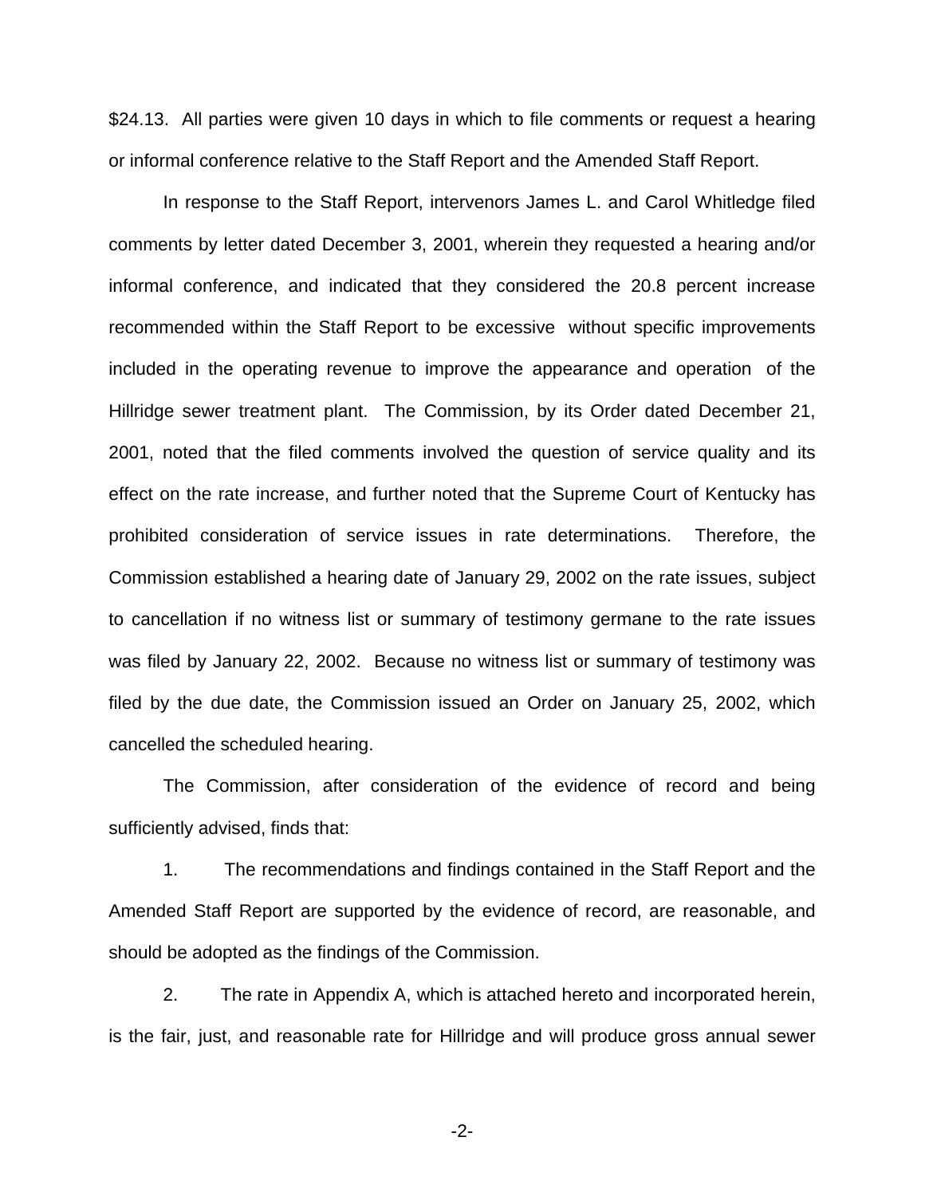$24.13. All parties were given 10 days in which to file comments or request a hearing or informal conference relative to the Staff Report and the Amended Staff Report.

In response to the Staff Report, intervenors James L. and Carol Whitledge filed comments by letter dated December 3, 2001, wherein they requested a hearing and/or informal conference, and indicated that they considered the 20.8 percent increase recommended within the Staff Report to be excessive without specific improvements included in the operating revenue to improve the appearance and operation of the Hillridge sewer treatment plant. The Commission, by its Order dated December 21, 2001, noted that the filed comments involved the question of service quality and its effect on the rate increase, and further noted that the Supreme Court of Kentucky has prohibited consideration of service issues in rate determinations. Therefore, the Commission established a hearing date of January 29, 2002 on the rate issues, subject to cancellation if no witness list or summary of testimony germane to the rate issues was filed by January 22, 2002. Because no witness list or summary of testimony was filed by the due date, the Commission issued an Order on January 25, 2002, which cancelled the scheduled hearing.

The Commission, after consideration of the evidence of record and being sufficiently advised, finds that:

1. The recommendations and findings contained in the Staff Report and the Amended Staff Report are supported by the evidence of record, are reasonable, and should be adopted as the findings of the Commission.

2. The rate in Appendix A, which is attached hereto and incorporated herein, is the fair, just, and reasonable rate for Hillridge and will produce gross annual sewer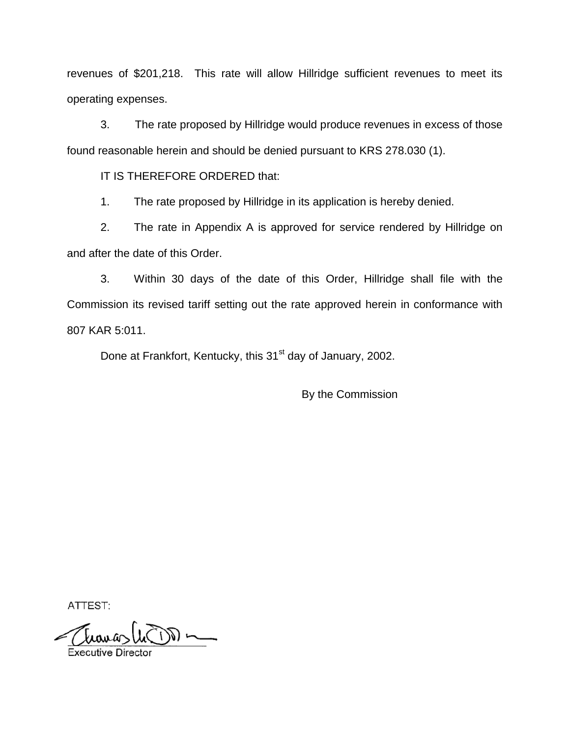revenues of $201,218. This rate will allow Hillridge sufficient revenues to meet its operating expenses.

3. The rate proposed by Hillridge would produce revenues in excess of those found reasonable herein and should be denied pursuant to KRS 278.030 (1).

IT IS THEREFORE ORDERED that:

1. The rate proposed by Hillridge in its application is hereby denied.

2. The rate in Appendix A is approved for service rendered by Hillridge on and after the date of this Order.

3. Within 30 days of the date of this Order, Hillridge shall file with the Commission its revised tariff setting out the rate approved herein in conformance with 807 KAR 5:011.

Done at Frankfort, Kentucky, this 31st day of January, 2002.

By the Commission

ATTEST:

Executive Director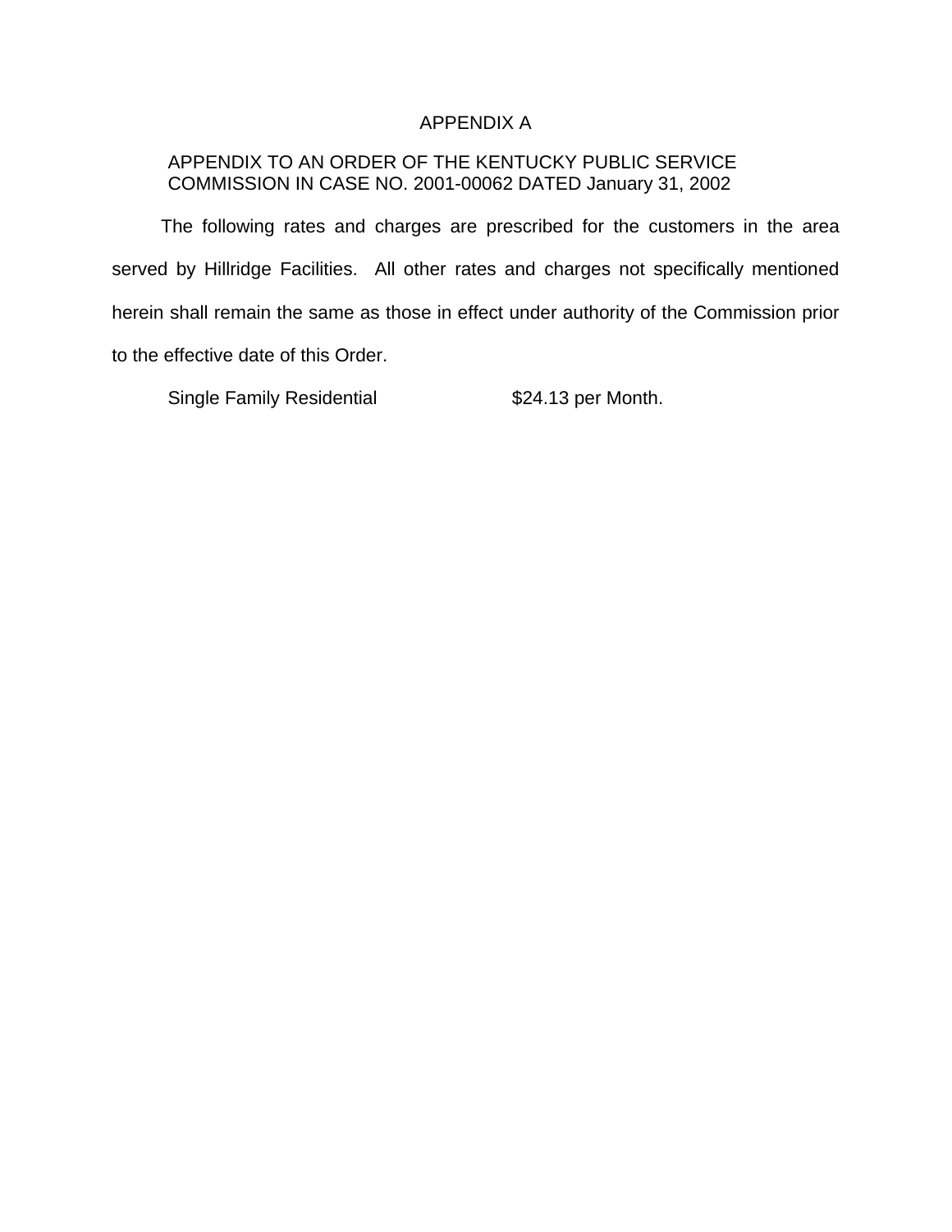# APPENDIX A

APPENDIX TO AN ORDER OF THE KENTUCKY PUBLIC SERVICE COMMISSION IN CASE NO. 2001-00062 DATED January 31, 2002

The following rates and charges are prescribed for the customers in the area served by Hillridge Facilities. All other rates and charges not specifically mentioned herein shall remain the same as those in effect under authority of the Commission prior to the effective date of this Order.

| | |
|---|---|
| Single Family Residential | $24.13 per Month. |